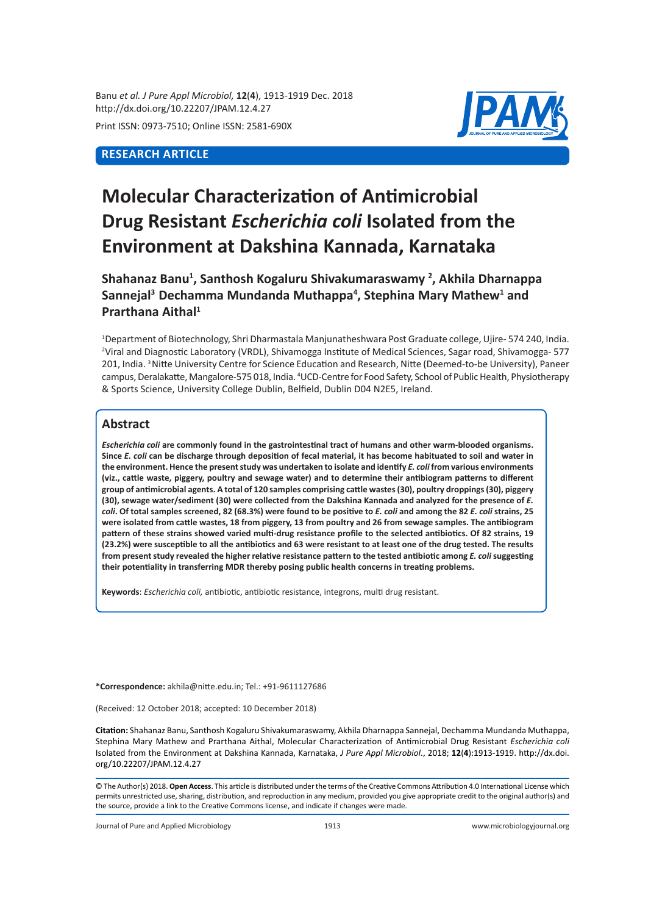RESEARCH ARTICLE

# Molecular Characterization of Antimicrobial Drug Resistant *Escherichia coli* Isolated from the Environment at Dakshina Kannada, Karnataka

**Shahanaz Banu[1], Santhosh Kogaluru Shivakumaraswamy [2], Akhila Dharnappa Sannejal[3] Dechamma Mundanda Muthappa[4], Stephina Mary Mathew[1] and Prarthana Aithal[1]**

[1]Department of Biotechnology, Shri Dharmastala Manjunatheshwara Post Graduate college, Ujire- 574 240, India. [2]Viral and Diagnostic Laboratory (VRDL), Shivamogga Institute of Medical Sciences, Sagar road, Shivamogga- 577 201, India. [3]Nitte University Centre for Science Education and Research, Nitte (Deemed-to-be University), Paneer campus, Deralakatte, Mangalore-575 018, India. [4]UCD-Centre for Food Safety, School of Public Health, Physiotherapy & Sports Science, University College Dublin, Belfield, Dublin D04 N2E5, Ireland.

## Abstract

***Escherichia coli* are commonly found in the gastrointestinal tract of humans and other warm-blooded organisms. Since *E. coli* can be discharge through deposition of fecal material, it has become habituated to soil and water in the environment. Hence the present study was undertaken to isolate and identify *E. coli* from various environments (viz., cattle waste, piggery, poultry and sewage water) and to determine their antibiogram patterns to different group of antimicrobial agents. A total of 120 samples comprising cattle wastes (30), poultry droppings (30), piggery (30), sewage water/sediment (30) were collected from the Dakshina Kannada and analyzed for the presence of *E. coli*. Of total samples screened, 82 (68.3%) were found to be positive to *E. coli* and among the 82 *E. coli* strains, 25 were isolated from cattle wastes, 18 from piggery, 13 from poultry and 26 from sewage samples. The antibiogram pattern of these strains showed varied multi-drug resistance profile to the selected antibiotics. Of 82 strains, 19 (23.2%) were susceptible to all the antibiotics and 63 were resistant to at least one of the drug tested. The results from present study revealed the higher relative resistance pattern to the tested antibiotic among *E. coli* suggesting their potentiality in transferring MDR thereby posing public health concerns in treating problems.**

**Keywords**: *Escherichia coli,* antibiotic, antibiotic resistance, integrons, multi drug resistant.

**\*Correspondence:** akhila@nitte.edu.in; Tel.: +91-9611127686

(Received: 12 October 2018; accepted: 10 December 2018)

**Citation:** Shahanaz Banu, Santhosh Kogaluru Shivakumaraswamy, Akhila Dharnappa Sannejal, Dechamma Mundanda Muthappa, Stephina Mary Mathew and Prarthana Aithal, Molecular Characterization of Antimicrobial Drug Resistant *Escherichia coli* Isolated from the Environment at Dakshina Kannada, Karnataka, *J Pure Appl Microbiol*., 2018; **12**(**4**):1913-1919. http://dx.doi.org/10.22207/JPAM.12.4.27

© The Author(s) 2018. **Open Access**. This article is distributed under the terms of the Creative Commons Attribution 4.0 International License which permits unrestricted use, sharing, distribution, and reproduction in any medium, provided you give appropriate credit to the original author(s) and the source, provide a link to the Creative Commons license, and indicate if changes were made.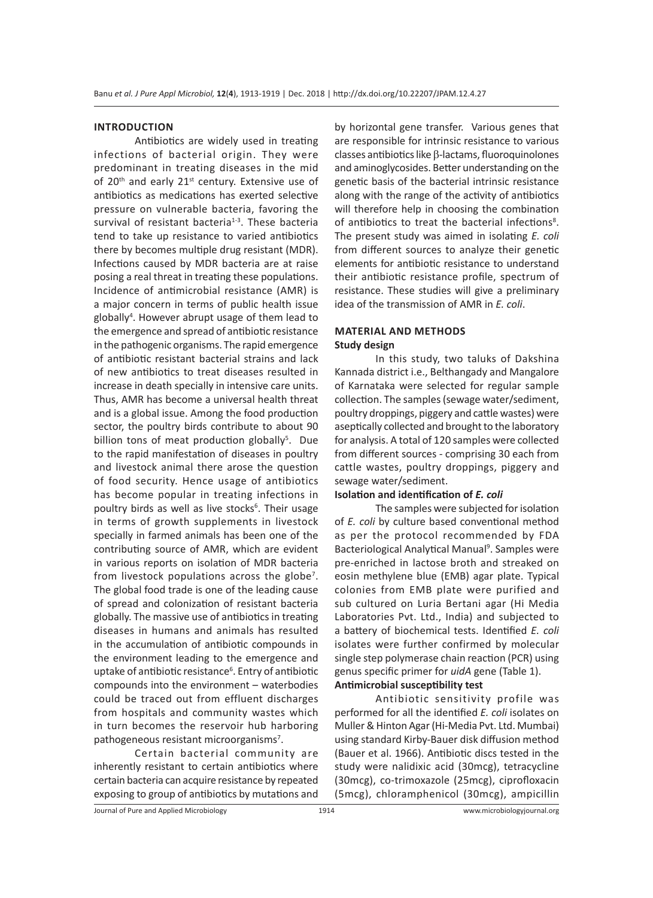## INTRODUCTION

Antibiotics are widely used in treating infections of bacterial origin. They were predominant in treating diseases in the mid of 20th and early 21st century. Extensive use of antibiotics as medications has exerted selective pressure on vulnerable bacteria, favoring the survival of resistant bacteria[1-3]. These bacteria tend to take up resistance to varied antibiotics there by becomes multiple drug resistant (MDR). Infections caused by MDR bacteria are at raise posing a real threat in treating these populations. Incidence of antimicrobial resistance (AMR) is a major concern in terms of public health issue globally[4]. However abrupt usage of them lead to the emergence and spread of antibiotic resistance in the pathogenic organisms. The rapid emergence of antibiotic resistant bacterial strains and lack of new antibiotics to treat diseases resulted in increase in death specially in intensive care units. Thus, AMR has become a universal health threat and is a global issue. Among the food production sector, the poultry birds contribute to about 90 billion tons of meat production globally[5]. Due to the rapid manifestation of diseases in poultry and livestock animal there arose the question of food security. Hence usage of antibiotics has become popular in treating infections in poultry birds as well as live stocks[6]. Their usage in terms of growth supplements in livestock specially in farmed animals has been one of the contributing source of AMR, which are evident in various reports on isolation of MDR bacteria from livestock populations across the globe[7]. The global food trade is one of the leading cause of spread and colonization of resistant bacteria globally. The massive use of antibiotics in treating diseases in humans and animals has resulted in the accumulation of antibiotic compounds in the environment leading to the emergence and uptake of antibiotic resistance[6]. Entry of antibiotic compounds into the environment – waterbodies could be traced out from effluent discharges from hospitals and community wastes which in turn becomes the reservoir hub harboring pathogeneous resistant microorganisms[7].

Certain bacterial community are inherently resistant to certain antibiotics where certain bacteria can acquire resistance by repeated exposing to group of antibiotics by mutations and by horizontal gene transfer. Various genes that are responsible for intrinsic resistance to various classes antibiotics like β-lactams, fluoroquinolones and aminoglycosides. Better understanding on the genetic basis of the bacterial intrinsic resistance along with the range of the activity of antibiotics will therefore help in choosing the combination of antibiotics to treat the bacterial infections[8]. The present study was aimed in isolating *E. coli* from different sources to analyze their genetic elements for antibiotic resistance to understand their antibiotic resistance profile, spectrum of resistance. These studies will give a preliminary idea of the transmission of AMR in *E. coli*.

## MATERIAL AND METHODS

### Study design

In this study, two taluks of Dakshina Kannada district i.e., Belthangady and Mangalore of Karnataka were selected for regular sample collection. The samples (sewage water/sediment, poultry droppings, piggery and cattle wastes) were aseptically collected and brought to the laboratory for analysis. A total of 120 samples were collected from different sources - comprising 30 each from cattle wastes, poultry droppings, piggery and sewage water/sediment.

### Isolation and identification of *E. coli*

The samples were subjected for isolation of *E. coli* by culture based conventional method as per the protocol recommended by FDA Bacteriological Analytical Manual[9]. Samples were pre-enriched in lactose broth and streaked on eosin methylene blue (EMB) agar plate. Typical colonies from EMB plate were purified and sub cultured on Luria Bertani agar (Hi Media Laboratories Pvt. Ltd., India) and subjected to a battery of biochemical tests. Identified *E. coli* isolates were further confirmed by molecular single step polymerase chain reaction (PCR) using genus specific primer for *uidA* gene (Table 1).

### Antimicrobial susceptibility test

Antibiotic sensitivity profile was performed for all the identified *E. coli* isolates on Muller & Hinton Agar (Hi-Media Pvt. Ltd. Mumbai) using standard Kirby-Bauer disk diffusion method (Bauer et al. 1966). Antibiotic discs tested in the study were nalidixic acid (30mcg), tetracycline (30mcg), co-trimoxazole (25mcg), ciprofloxacin (5mcg), chloramphenicol (30mcg), ampicillin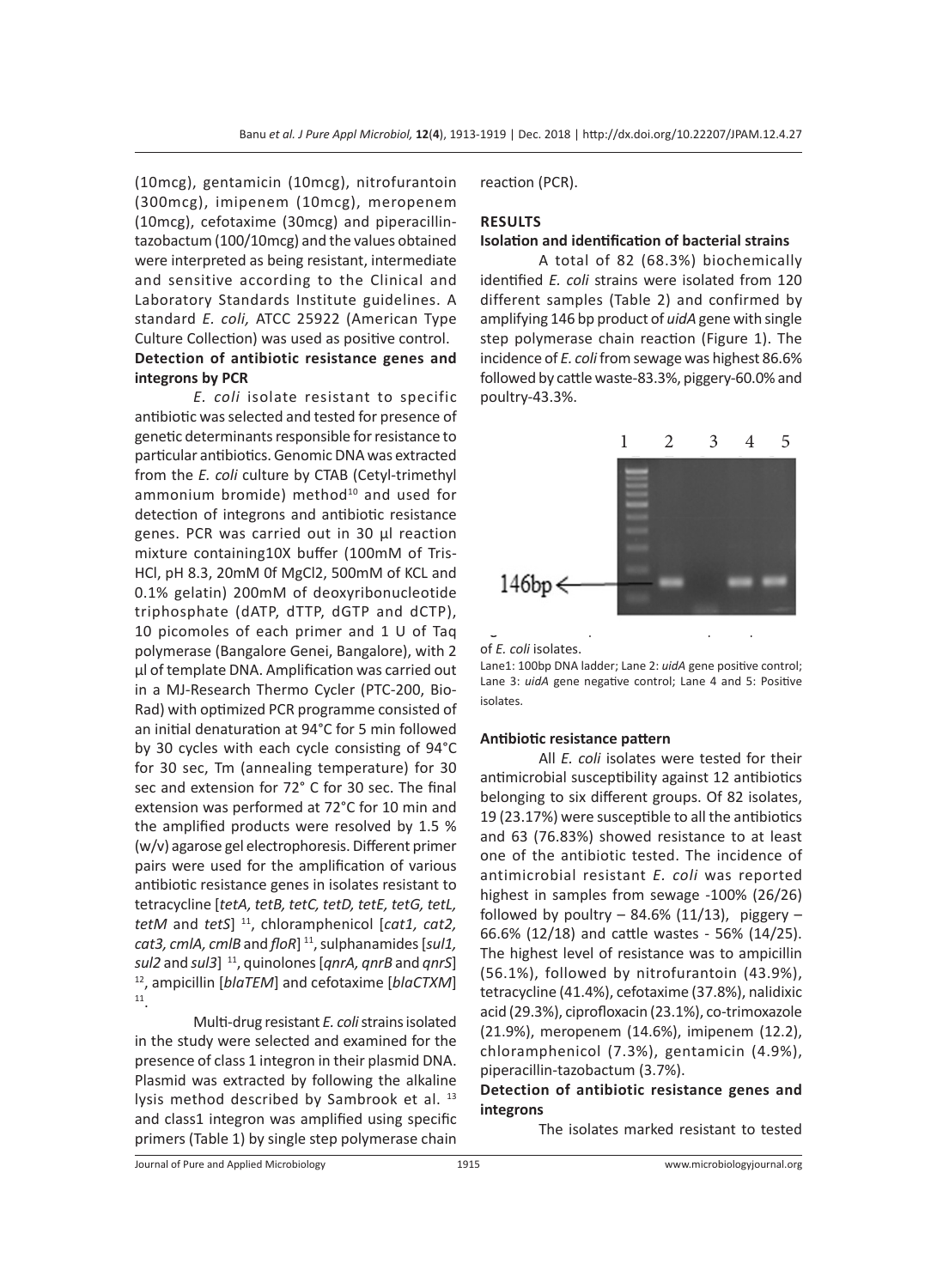(10mcg), gentamicin (10mcg), nitrofurantoin (300mcg), imipenem (10mcg), meropenem (10mcg), cefotaxime (30mcg) and piperacillin-tazobactum (100/10mcg) and the values obtained were interpreted as being resistant, intermediate and sensitive according to the Clinical and Laboratory Standards Institute guidelines. A standard *E. coli,* ATCC 25922 (American Type Culture Collection) was used as positive control.

**Detection of antibiotic resistance genes and integrons by PCR**

*E. coli* isolate resistant to specific antibiotic was selected and tested for presence of genetic determinants responsible for resistance to particular antibiotics. Genomic DNA was extracted from the *E. coli* culture by CTAB (Cetyl-trimethyl ammonium bromide) method[10] and used for detection of integrons and antibiotic resistance genes. PCR was carried out in 30 µl reaction mixture containing10X buffer (100mM of Tris-HCl, pH 8.3, 20mM 0f MgCl2, 500mM of KCL and 0.1% gelatin) 200mM of deoxyribonucleotide triphosphate (dATP, dTTP, dGTP and dCTP), 10 picomoles of each primer and 1 U of Taq polymerase (Bangalore Genei, Bangalore), with 2 µl of template DNA. Amplification was carried out in a MJ-Research Thermo Cycler (PTC-200, Bio-Rad) with optimized PCR programme consisted of an initial denaturation at 94°C for 5 min followed by 30 cycles with each cycle consisting of 94°C for 30 sec, Tm (annealing temperature) for 30 sec and extension for 72° C for 30 sec. The final extension was performed at 72°C for 10 min and the amplified products were resolved by 1.5 % (w/v) agarose gel electrophoresis. Different primer pairs were used for the amplification of various antibiotic resistance genes in isolates resistant to tetracycline [*tetA, tetB, tetC, tetD, tetE, tetG, tetL, tetM* and *tetS*] [11], chloramphenicol [*cat1, cat2, cat3, cmlA, cmlB* and *floR*] [11], sulphanamides [*sul1, sul2* and *sul3*] [11], quinolones [*qnrA, qnrB* and *qnrS*] [12], ampicillin [*blaTEM*] and cefotaxime [*blaCTXM*] [11].

Multi-drug resistant *E. coli* strains isolated in the study were selected and examined for the presence of class 1 integron in their plasmid DNA. Plasmid was extracted by following the alkaline lysis method described by Sambrook et al. [13] and class1 integron was amplified using specific primers (Table 1) by single step polymerase chain reaction (PCR).

**RESULTS**

**Isolation and identification of bacterial strains**

A total of 82 (68.3%) biochemically identified *E. coli* strains were isolated from 120 different samples (Table 2) and confirmed by amplifying 146 bp product of *uidA* gene with single step polymerase chain reaction (Figure 1). The incidence of *E. coli* from sewage was highest 86.6% followed by cattle waste-83.3%, piggery-60.0% and poultry-43.3%.

of *E. coli* isolates.

Lane1: 100bp DNA ladder; Lane 2: *uidA* gene positive control; Lane 3: *uidA* gene negative control; Lane 4 and 5: Positive isolates.

**Antibiotic resistance pattern**

All *E. coli* isolates were tested for their antimicrobial susceptibility against 12 antibiotics belonging to six different groups. Of 82 isolates, 19 (23.17%) were susceptible to all the antibiotics and 63 (76.83%) showed resistance to at least one of the antibiotic tested. The incidence of antimicrobial resistant *E. coli* was reported highest in samples from sewage -100% (26/26) followed by poultry – 84.6% (11/13), piggery – 66.6% (12/18) and cattle wastes - 56% (14/25). The highest level of resistance was to ampicillin (56.1%), followed by nitrofurantoin (43.9%), tetracycline (41.4%), cefotaxime (37.8%), nalidixic acid (29.3%), ciprofloxacin (23.1%), co-trimoxazole (21.9%), meropenem (14.6%), imipenem (12.2), chloramphenicol (7.3%), gentamicin (4.9%), piperacillin-tazobactum (3.7%).

**Detection of antibiotic resistance genes and integrons**

The isolates marked resistant to tested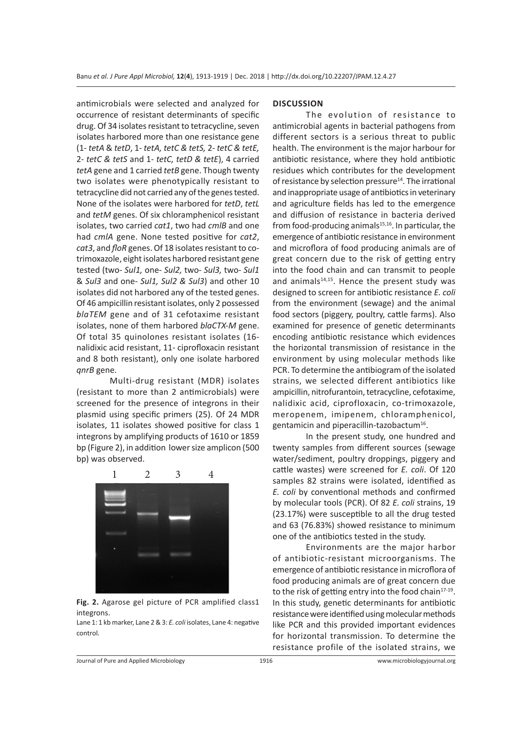antimicrobials were selected and analyzed for occurrence of resistant determinants of specific drug. Of 34 isolates resistant to tetracycline, seven isolates harbored more than one resistance gene (1- *tetA* & *tetD*, 1- *tetA, tetC & tetS,* 2- *tetC & tetE,* 2- *tetC & tetS* and 1- *tetC, tetD & tetE*), 4 carried *tetA* gene and 1 carried *tetB* gene. Though twenty two isolates were phenotypically resistant to tetracycline did not carried any of the genes tested. None of the isolates were harbored for *tetD*, *tetL* and *tetM* genes. Of six chloramphenicol resistant isolates, two carried *cat1*, two had *cmlB* and one had *cmlA* gene. None tested positive for *cat2*, *cat3*, and *floR* genes. Of 18 isolates resistant to co-trimoxazole, eight isolates harbored resistant gene tested (two- *Sul1,* one- *Sul2,* two- *Sul3,* two- *Sul1* & *Sul3* and one- *Sul1, Sul2 & Sul3*) and other 10 isolates did not harbored any of the tested genes. Of 46 ampicillin resistant isolates, only 2 possessed *blaTEM* gene and of 31 cefotaxime resistant isolates, none of them harbored *blaCTX-M* gene. Of total 35 quinolones resistant isolates (16- nalidixic acid resistant, 11- ciprofloxacin resistant and 8 both resistant), only one isolate harbored *qnrB* gene.

Multi-drug resistant (MDR) isolates (resistant to more than 2 antimicrobials) were screened for the presence of integrons in their plasmid using specific primers (25). Of 24 MDR isolates, 11 isolates showed positive for class 1 integrons by amplifying products of 1610 or 1859 bp (Figure 2), in addition lower size amplicon (500 bp) was observed.

**Fig. 2.** Agarose gel picture of PCR amplified class1 integrons.
Lane 1: 1 kb marker, Lane 2 & 3: *E. coli* isolates, Lane 4: negative control.

## DISCUSSION

The evolution of resistance to antimicrobial agents in bacterial pathogens from different sectors is a serious threat to public health. The environment is the major harbour for antibiotic resistance, where they hold antibiotic residues which contributes for the development of resistance by selection pressure[14]. The irrational and inappropriate usage of antibiotics in veterinary and agriculture fields has led to the emergence and diffusion of resistance in bacteria derived from food-producing animals[15,16]. In particular, the emergence of antibiotic resistance in environment and microflora of food producing animals are of great concern due to the risk of getting entry into the food chain and can transmit to people and animals[14,15]. Hence the present study was designed to screen for antibiotic resistance *E. coli* from the environment (sewage) and the animal food sectors (piggery, poultry, cattle farms). Also examined for presence of genetic determinants encoding antibiotic resistance which evidences the horizontal transmission of resistance in the environment by using molecular methods like PCR. To determine the antibiogram of the isolated strains, we selected different antibiotics like ampicillin, nitrofurantoin, tetracycline, cefotaxime, nalidixic acid, ciprofloxacin, co-trimoxazole, meropenem, imipenem, chloramphenicol, gentamicin and piperacillin-tazobactum[16].

In the present study, one hundred and twenty samples from different sources (sewage water/sediment, poultry droppings, piggery and cattle wastes) were screened for *E. coli*. Of 120 samples 82 strains were isolated, identified as *E. coli* by conventional methods and confirmed by molecular tools (PCR). Of 82 *E. coli* strains, 19 (23.17%) were susceptible to all the drug tested and 63 (76.83%) showed resistance to minimum one of the antibiotics tested in the study.

Environments are the major harbor of antibiotic-resistant microorganisms. The emergence of antibiotic resistance in microflora of food producing animals are of great concern due to the risk of getting entry into the food chain[17-19]. In this study, genetic determinants for antibiotic resistance were identified using molecular methods like PCR and this provided important evidences for horizontal transmission. To determine the resistance profile of the isolated strains, we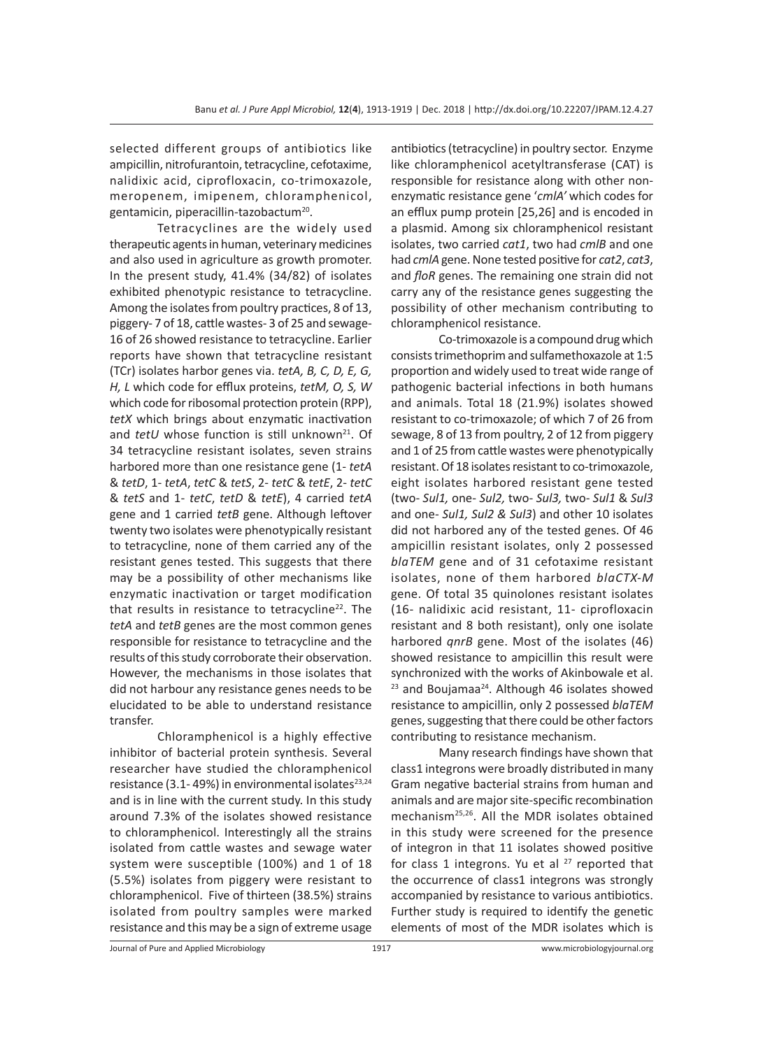selected different groups of antibiotics like ampicillin, nitrofurantoin, tetracycline, cefotaxime, nalidixic acid, ciprofloxacin, co-trimoxazole, meropenem, imipenem, chloramphenicol, gentamicin, piperacillin-tazobactum[20].

Tetracyclines are the widely used therapeutic agents in human, veterinary medicines and also used in agriculture as growth promoter. In the present study, 41.4% (34/82) of isolates exhibited phenotypic resistance to tetracycline. Among the isolates from poultry practices, 8 of 13, piggery- 7 of 18, cattle wastes- 3 of 25 and sewage- 16 of 26 showed resistance to tetracycline. Earlier reports have shown that tetracycline resistant (TCr) isolates harbor genes via. *tetA, B, C, D, E, G, H, L* which code for efflux proteins, *tetM, O, S, W* which code for ribosomal protection protein (RPP), *tetX* which brings about enzymatic inactivation and *tetU* whose function is still unknown[21]. Of 34 tetracycline resistant isolates, seven strains harbored more than one resistance gene (1- *tetA* & *tetD*, 1- *tetA*, *tetC* & *tetS*, 2- *tetC* & *tetE*, 2- *tetC* & *tetS* and 1- *tetC*, *tetD* & *tetE*), 4 carried *tetA* gene and 1 carried *tetB* gene. Although leftover twenty two isolates were phenotypically resistant to tetracycline, none of them carried any of the resistant genes tested. This suggests that there may be a possibility of other mechanisms like enzymatic inactivation or target modification that results in resistance to tetracycline[22]. The *tetA* and *tetB* genes are the most common genes responsible for resistance to tetracycline and the results of this study corroborate their observation. However, the mechanisms in those isolates that did not harbour any resistance genes needs to be elucidated to be able to understand resistance transfer.

Chloramphenicol is a highly effective inhibitor of bacterial protein synthesis. Several researcher have studied the chloramphenicol resistance (3.1- 49%) in environmental isolates[23,24] and is in line with the current study. In this study around 7.3% of the isolates showed resistance to chloramphenicol. Interestingly all the strains isolated from cattle wastes and sewage water system were susceptible (100%) and 1 of 18 (5.5%) isolates from piggery were resistant to chloramphenicol. Five of thirteen (38.5%) strains isolated from poultry samples were marked resistance and this may be a sign of extreme usage antibiotics (tetracycline) in poultry sector. Enzyme like chloramphenicol acetyltransferase (CAT) is responsible for resistance along with other non-enzymatic resistance gene '*cmlA*' which codes for an efflux pump protein [25,26] and is encoded in a plasmid. Among six chloramphenicol resistant isolates, two carried *cat1*, two had *cmlB* and one had *cmlA* gene. None tested positive for *cat2*, *cat3*, and *floR* genes. The remaining one strain did not carry any of the resistance genes suggesting the possibility of other mechanism contributing to chloramphenicol resistance.

Co-trimoxazole is a compound drug which consists trimethoprim and sulfamethoxazole at 1:5 proportion and widely used to treat wide range of pathogenic bacterial infections in both humans and animals. Total 18 (21.9%) isolates showed resistant to co-trimoxazole; of which 7 of 26 from sewage, 8 of 13 from poultry, 2 of 12 from piggery and 1 of 25 from cattle wastes were phenotypically resistant. Of 18 isolates resistant to co-trimoxazole, eight isolates harbored resistant gene tested (two- *Sul1,* one- *Sul2,* two- *Sul3,* two- *Sul1* & *Sul3* and one- *Sul1, Sul2 & Sul3*) and other 10 isolates did not harbored any of the tested genes. Of 46 ampicillin resistant isolates, only 2 possessed *blaTEM* gene and of 31 cefotaxime resistant isolates, none of them harbored *blaCTX-M* gene. Of total 35 quinolones resistant isolates (16- nalidixic acid resistant, 11- ciprofloxacin resistant and 8 both resistant), only one isolate harbored *qnrB* gene. Most of the isolates (46) showed resistance to ampicillin this result were synchronized with the works of Akinbowale et al. [23] and Boujamaa[24]. Although 46 isolates showed resistance to ampicillin, only 2 possessed *blaTEM* genes, suggesting that there could be other factors contributing to resistance mechanism.

Many research findings have shown that class1 integrons were broadly distributed in many Gram negative bacterial strains from human and animals and are major site-specific recombination mechanism[25,26]. All the MDR isolates obtained in this study were screened for the presence of integron in that 11 isolates showed positive for class 1 integrons. Yu et al [27] reported that the occurrence of class1 integrons was strongly accompanied by resistance to various antibiotics. Further study is required to identify the genetic elements of most of the MDR isolates which is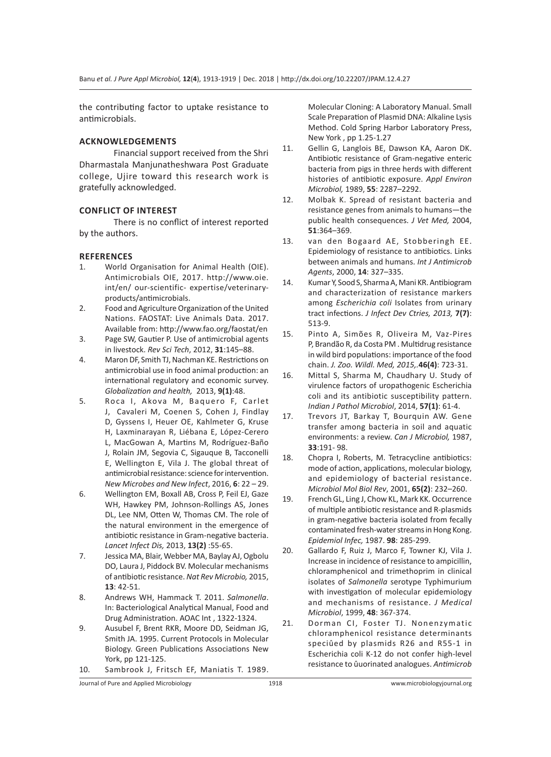the contributing factor to uptake resistance to antimicrobials.

## ACKNOWLEDGEMENTS

Financial support received from the Shri Dharmastala Manjunatheshwara Post Graduate college, Ujire toward this research work is gratefully acknowledged.

## CONFLICT OF INTEREST

There is no conflict of interest reported by the authors.

## REFERENCES

1. World Organisation for Animal Health (OIE). Antimicrobials OIE, 2017. http://www.oie.int/en/ our-scientific- expertise/veterinary-products/antimicrobials.
2. Food and Agriculture Organization of the United Nations. FAOSTAT: Live Animals Data. 2017. Available from: http://www.fao.org/faostat/en
3. Page SW, Gautier P. Use of antimicrobial agents in livestock. *Rev Sci Tech*, 2012, **31**:145–88.
4. Maron DF, Smith TJ, Nachman KE. Restrictions on antimicrobial use in food animal production: an international regulatory and economic survey. *Globalization and health,* 2013, **9(1)**:48.
5. Roca I, Akova M, Baquero F, Carlet J, Cavaleri M, Coenen S, Cohen J, Findlay D, Gyssens I, Heuer OE, Kahlmeter G, Kruse H, Laxminarayan R, Liébana E, López-Cerero L, MacGowan A, Martins M, Rodríguez-Baño J, Rolain JM, Segovia C, Sigauque B, Tacconelli E, Wellington E, Vila J. The global threat of antimicrobial resistance: science for intervention. *New Microbes and New Infect*, 2016, **6**: 22 – 29.
6. Wellington EM, Boxall AB, Cross P, Feil EJ, Gaze WH, Hawkey PM, Johnson-Rollings AS, Jones DL, Lee NM, Otten W, Thomas CM. The role of the natural environment in the emergence of antibiotic resistance in Gram-negative bacteria. *Lancet Infect Dis,* 2013, **13(2)** :55-65.
7. Jessica MA, Blair, Webber MA, Baylay AJ, Ogbolu DO, Laura J, Piddock BV. Molecular mechanisms of antibiotic resistance. *Nat Rev Microbio,* 2015, **13**: 42-51.
8. Andrews WH, Hammack T. 2011. *Salmonella*. In: Bacteriological Analytical Manual, Food and Drug Administration. AOAC Int , 1322-1324.
9. Ausubel F, Brent RKR, Moore DD, Seidman JG, Smith JA. 1995. Current Protocols in Molecular Biology. Green Publications Associations New York, pp 121-125.
10. Sambrook J, Fritsch EF, Maniatis T. 1989. Molecular Cloning: A Laboratory Manual. Small Scale Preparation of Plasmid DNA: Alkaline Lysis Method. Cold Spring Harbor Laboratory Press, New York , pp 1.25-1.27
11. Gellin G, Langlois BE, Dawson KA, Aaron DK. Antibiotic resistance of Gram-negative enteric bacteria from pigs in three herds with different histories of antibiotic exposure. *Appl Environ Microbiol,* 1989, **55**: 2287–2292.
12. Molbak K. Spread of resistant bacteria and resistance genes from animals to humans—the public health consequences. *J Vet Med,* 2004, **51**:364–369.
13. van den Bogaard AE, Stobberingh EE. Epidemiology of resistance to antibiotics. Links between animals and humans. *Int J Antimicrob Agents*, 2000, **14**: 327–335.
14. Kumar Y, Sood S, Sharma A, Mani KR. Antibiogram and characterization of resistance markers among *Escherichia coli* Isolates from urinary tract infections. *J Infect Dev Ctries, 2013,* **7(7)**: 513-9.
15. Pinto A, Simões R, Oliveira M, Vaz-Pires P, Brandão R, da Costa PM . Multidrug resistance in wild bird populations: importance of the food chain. *J. Zoo. Wildl. Med, 2015,*.**46(4)**: 723-31.
16. Mittal S, Sharma M, Chaudhary U. Study of virulence factors of uropathogenic Escherichia coli and its antibiotic susceptibility pattern. *Indian J Pathol Microbiol*, 2014, **57(1)**: 61-4.
17. Trevors JT, Barkay T, Bourquin AW. Gene transfer among bacteria in soil and aquatic environments: a review. *Can J Microbiol,* 1987, **33**:191- 98.
18. Chopra I, Roberts, M. Tetracycline antibiotics: mode of action, applications, molecular biology, and epidemiology of bacterial resistance. *Microbiol Mol Biol Rev*, 2001, **65(2)**: 232–260.
19. French GL, Ling J, Chow KL, Mark KK. Occurrence of multiple antibiotic resistance and R-plasmids in gram-negative bacteria isolated from fecally contaminated fresh-water streams in Hong Kong. *Epidemiol Infec,* 1987. **98**: 285-299.
20. Gallardo F, Ruiz J, Marco F, Towner KJ, Vila J. Increase in incidence of resistance to ampicillin, chloramphenicol and trimethoprim in clinical isolates of *Salmonella* serotype Typhimurium with investigation of molecular epidemiology and mechanisms of resistance. *J Medical Microbiol*, 1999, **48**: 367-374.
21. Dorman CI, Foster TJ. Nonenzymatic chloramphenicol resistance determinants speciûed by plasmids R26 and R55-1 in Escherichia coli K-12 do not confer high-level resistance to ûuorinated analogues. *Antimicrob*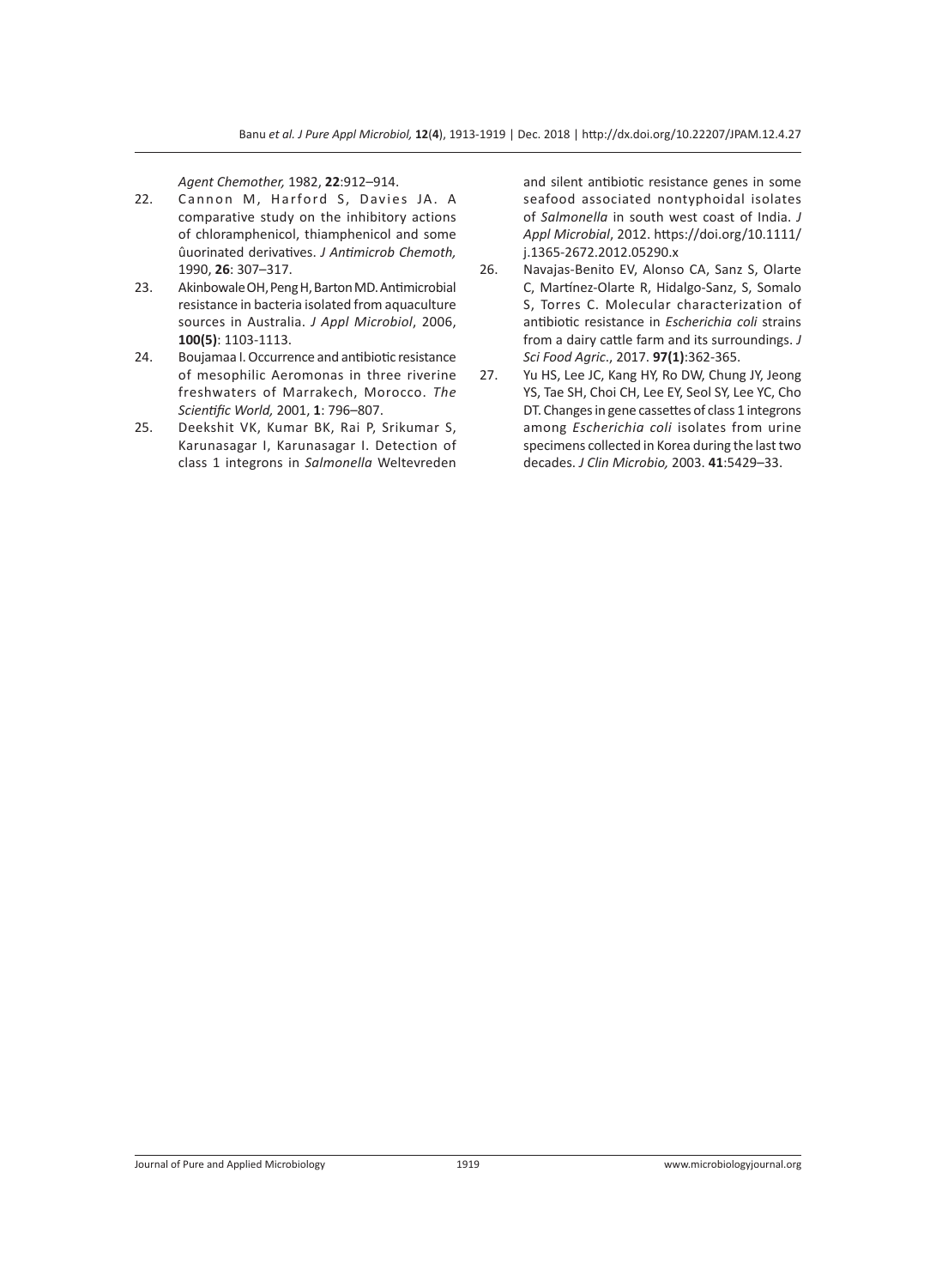*Agent Chemother,* 1982, **22**:912–914.

22. Cannon M, Harford S, Davies JA. A comparative study on the inhibitory actions of chloramphenicol, thiamphenicol and some ûuorinated derivatives. *J Antimicrob Chemoth,* 1990, **26**: 307–317.
23. Akinbowale OH, Peng H, Barton MD. Antimicrobial resistance in bacteria isolated from aquaculture sources in Australia. *J Appl Microbiol*, 2006, **100(5)**: 1103-1113.
24. Boujamaa I. Occurrence and antibiotic resistance of mesophilic Aeromonas in three riverine freshwaters of Marrakech, Morocco. *The Scientific World,* 2001, **1**: 796–807.
25. Deekshit VK, Kumar BK, Rai P, Srikumar S, Karunasagar I, Karunasagar I. Detection of class 1 integrons in *Salmonella* Weltevreden and silent antibiotic resistance genes in some seafood associated nontyphoidal isolates of *Salmonella* in south west coast of India. *J Appl Microbial*, 2012. https://doi.org/10.1111/j.1365-2672.2012.05290.x
26. Navajas-Benito EV, Alonso CA, Sanz S, Olarte C, Martínez-Olarte R, Hidalgo-Sanz, S, Somalo S, Torres C. Molecular characterization of antibiotic resistance in *Escherichia coli* strains from a dairy cattle farm and its surroundings. *J Sci Food Agric*., 2017. **97(1)**:362-365.
27. Yu HS, Lee JC, Kang HY, Ro DW, Chung JY, Jeong YS, Tae SH, Choi CH, Lee EY, Seol SY, Lee YC, Cho DT. Changes in gene cassettes of class 1 integrons among *Escherichia coli* isolates from urine specimens collected in Korea during the last two decades. *J Clin Microbio,* 2003. **41**:5429–33.